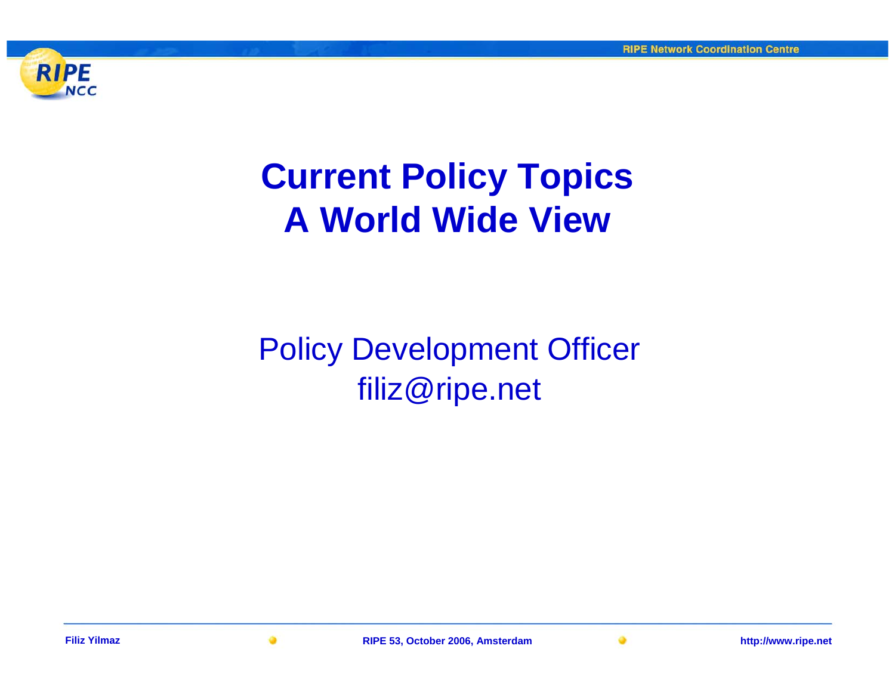# Current Policy Topics
# A World Wide View

Policy Development Officer
filiz@ripe.net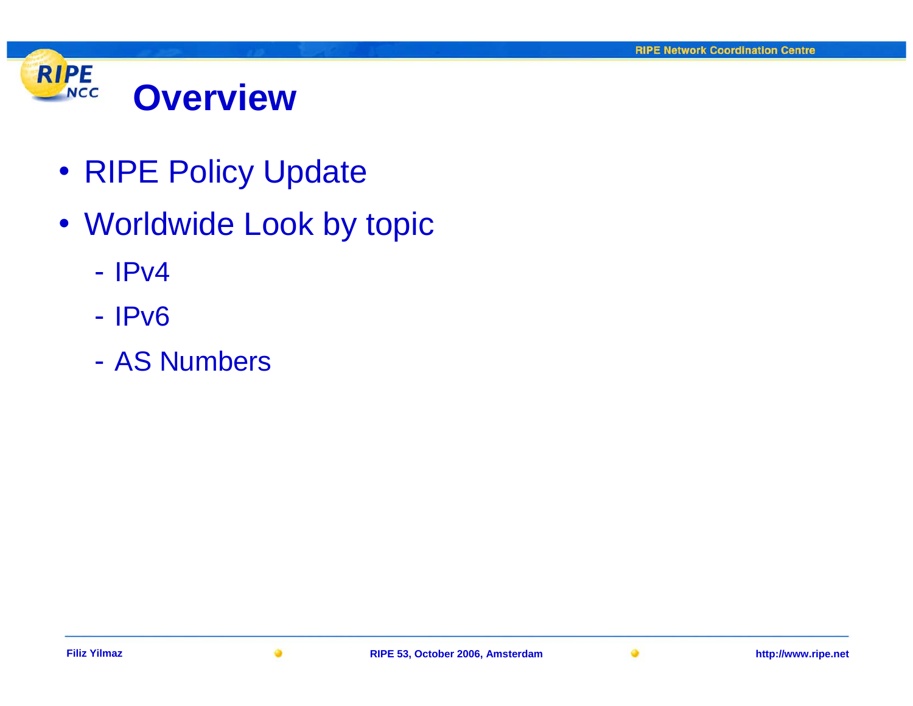# Overview

- RIPE Policy Update
- Worldwide Look by topic
  - IPv4
  - IPv6
  - AS Numbers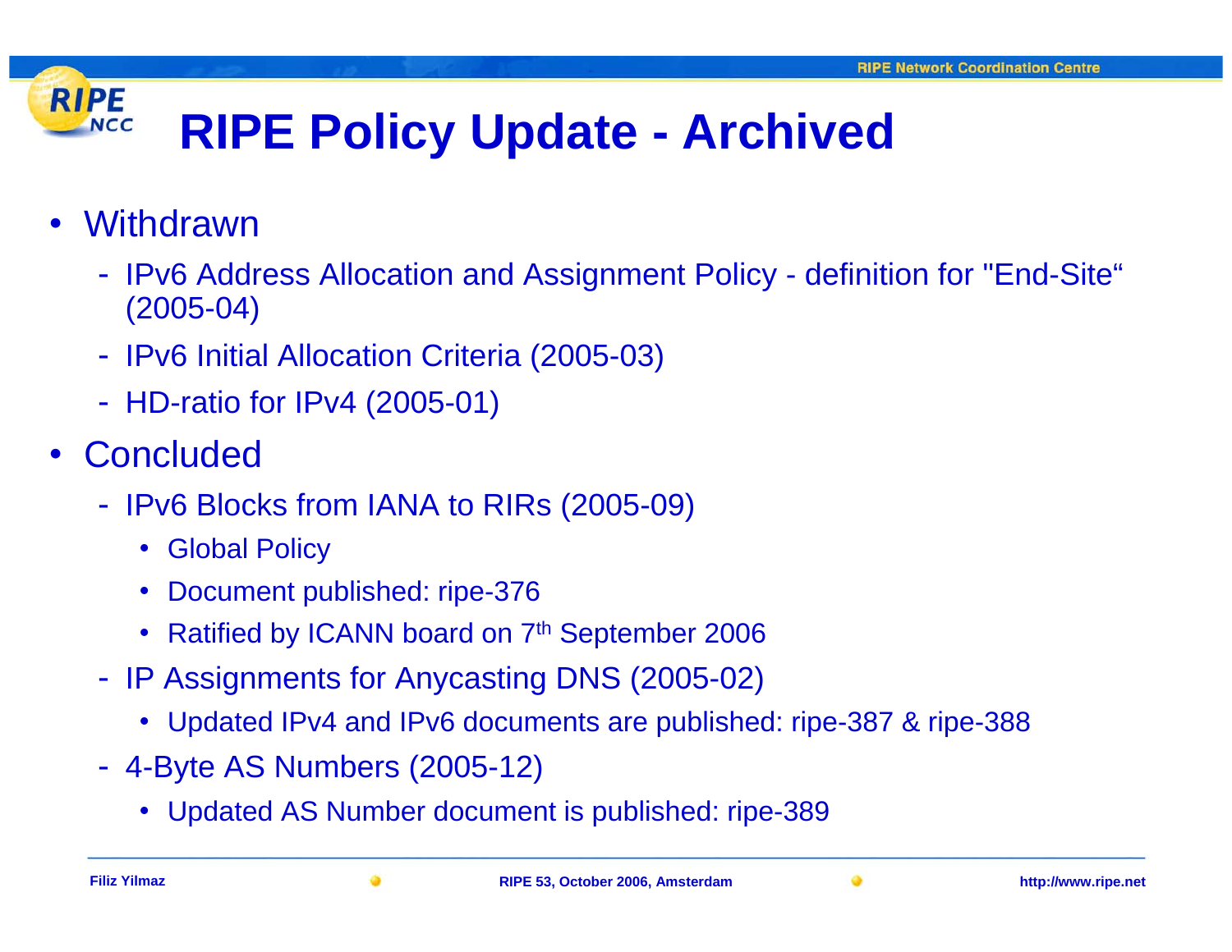# RIPE Policy Update - Archived

- Withdrawn
  - IPv6 Address Allocation and Assignment Policy - definition for "End-Site" (2005-04)
  - IPv6 Initial Allocation Criteria (2005-03)
  - HD-ratio for IPv4 (2005-01)
- Concluded
  - IPv6 Blocks from IANA to RIRs (2005-09)
    - Global Policy
    - Document published: ripe-376
    - Ratified by ICANN board on 7th September 2006
  - IP Assignments for Anycasting DNS (2005-02)
    - Updated IPv4 and IPv6 documents are published: ripe-387 & ripe-388
  - 4-Byte AS Numbers (2005-12)
    - Updated AS Number document is published: ripe-389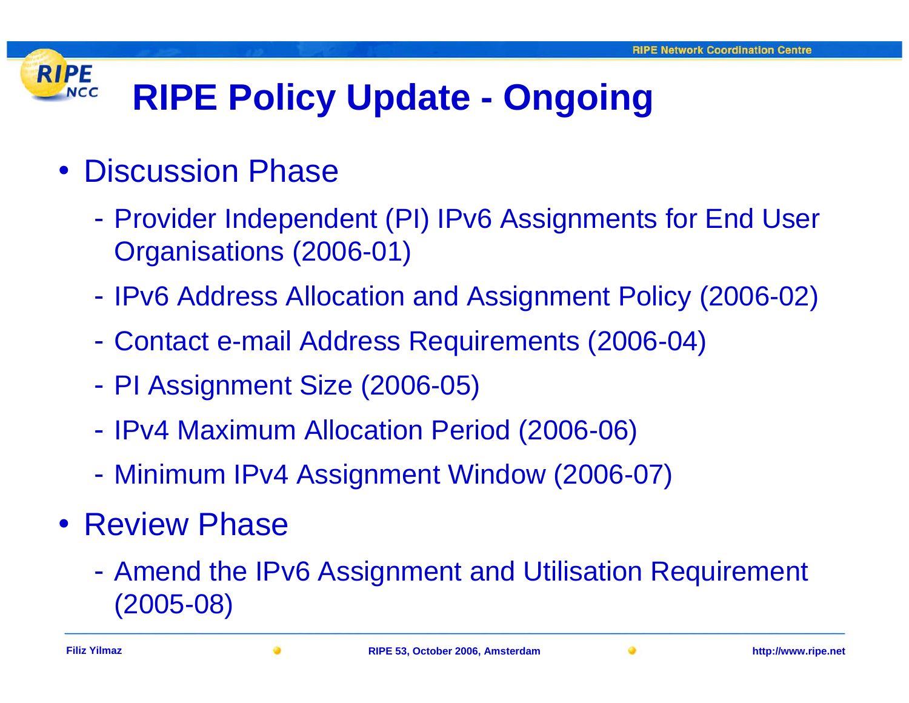# RIPE Policy Update - Ongoing

- Discussion Phase
  - Provider Independent (PI) IPv6 Assignments for End User Organisations (2006-01)
  - IPv6 Address Allocation and Assignment Policy (2006-02)
  - Contact e-mail Address Requirements (2006-04)
  - PI Assignment Size (2006-05)
  - IPv4 Maximum Allocation Period (2006-06)
  - Minimum IPv4 Assignment Window (2006-07)
- Review Phase
  - Amend the IPv6 Assignment and Utilisation Requirement (2005-08)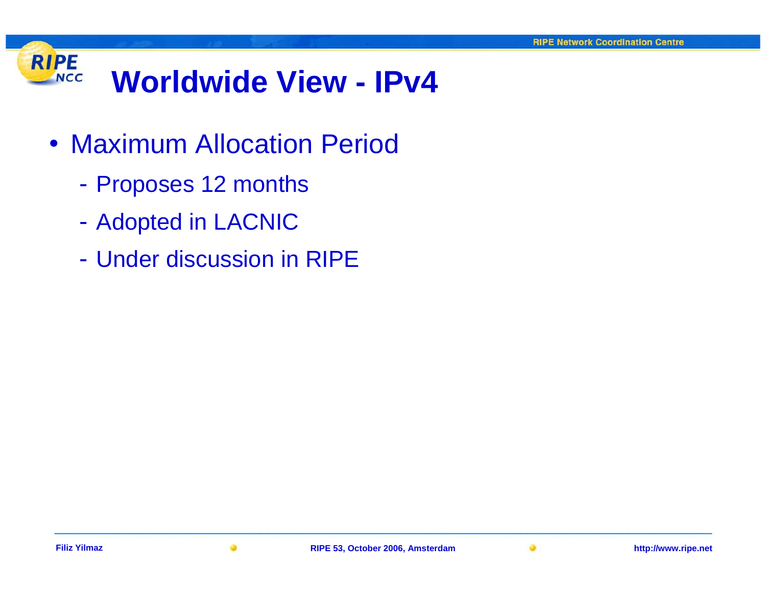# Worldwide View - IPv4

- Maximum Allocation Period
  - Proposes 12 months
  - Adopted in LACNIC
  - Under discussion in RIPE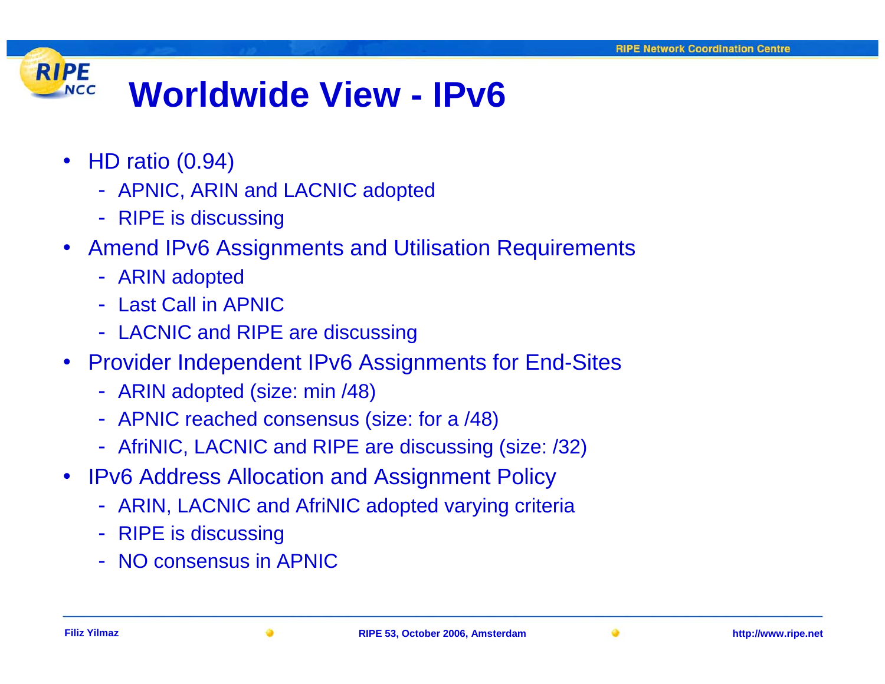# Worldwide View - IPv6

- HD ratio (0.94)
  - APNIC, ARIN and LACNIC adopted
  - RIPE is discussing
- Amend IPv6 Assignments and Utilisation Requirements
  - ARIN adopted
  - Last Call in APNIC
  - LACNIC and RIPE are discussing
- Provider Independent IPv6 Assignments for End-Sites
  - ARIN adopted (size: min /48)
  - APNIC reached consensus (size: for a /48)
  - AfriNIC, LACNIC and RIPE are discussing (size: /32)
- IPv6 Address Allocation and Assignment Policy
  - ARIN, LACNIC and AfriNIC adopted varying criteria
  - RIPE is discussing
  - NO consensus in APNIC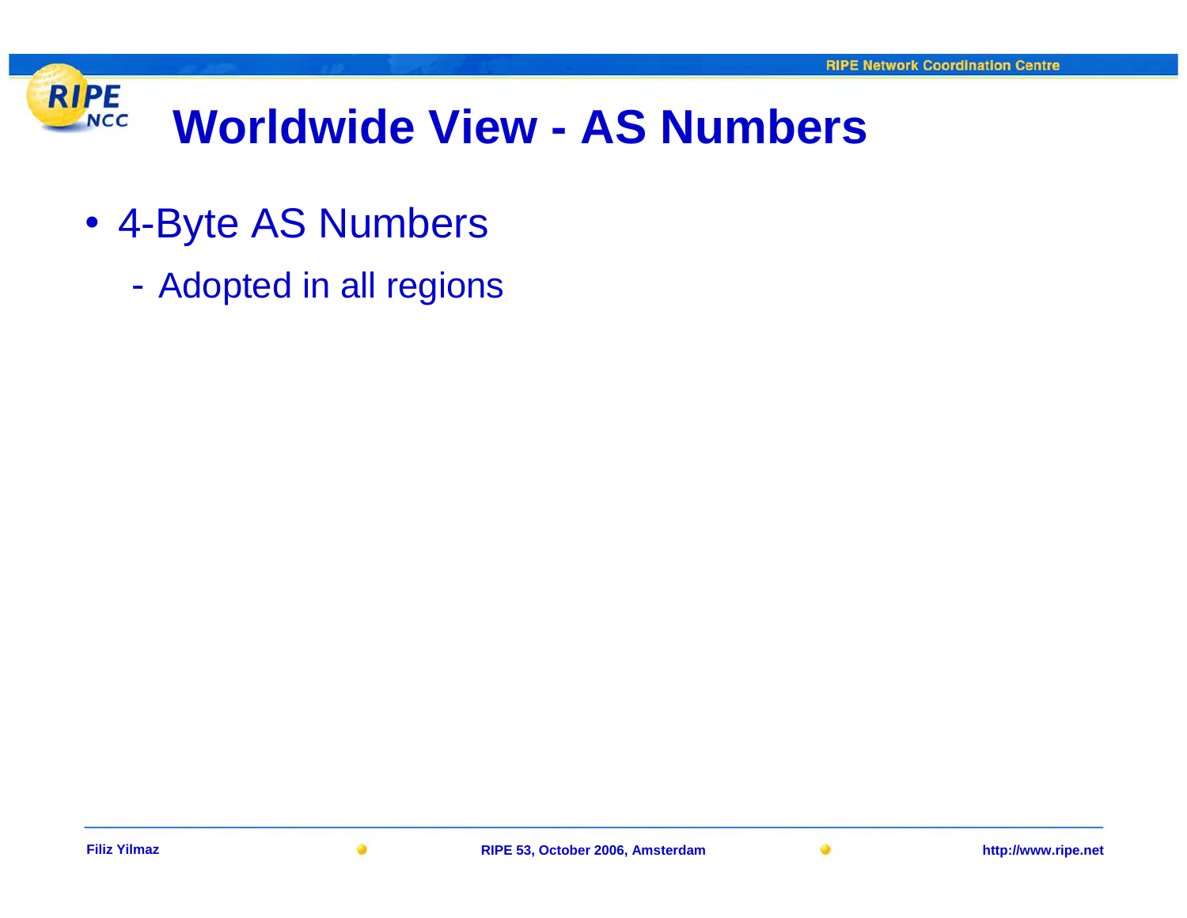# Worldwide View - AS Numbers

- 4-Byte AS Numbers
  - Adopted in all regions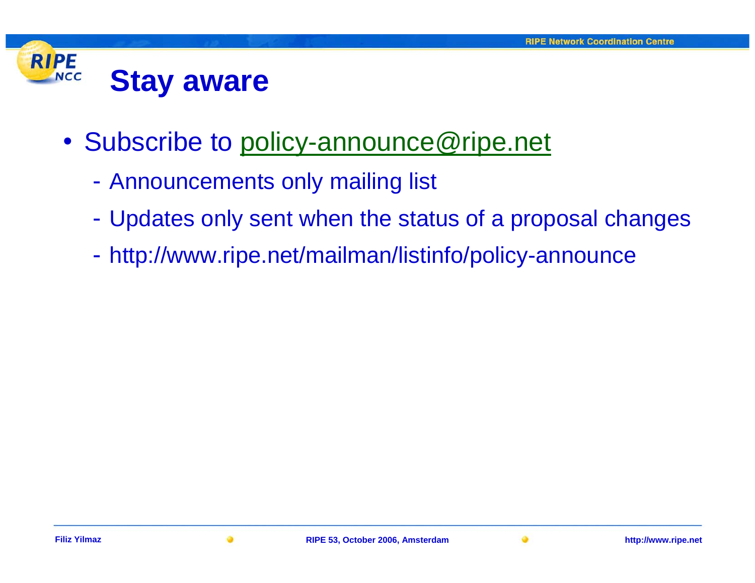# Stay aware

- Subscribe to policy-announce@ripe.net
  - Announcements only mailing list
  - Updates only sent when the status of a proposal changes
  - http://www.ripe.net/mailman/listinfo/policy-announce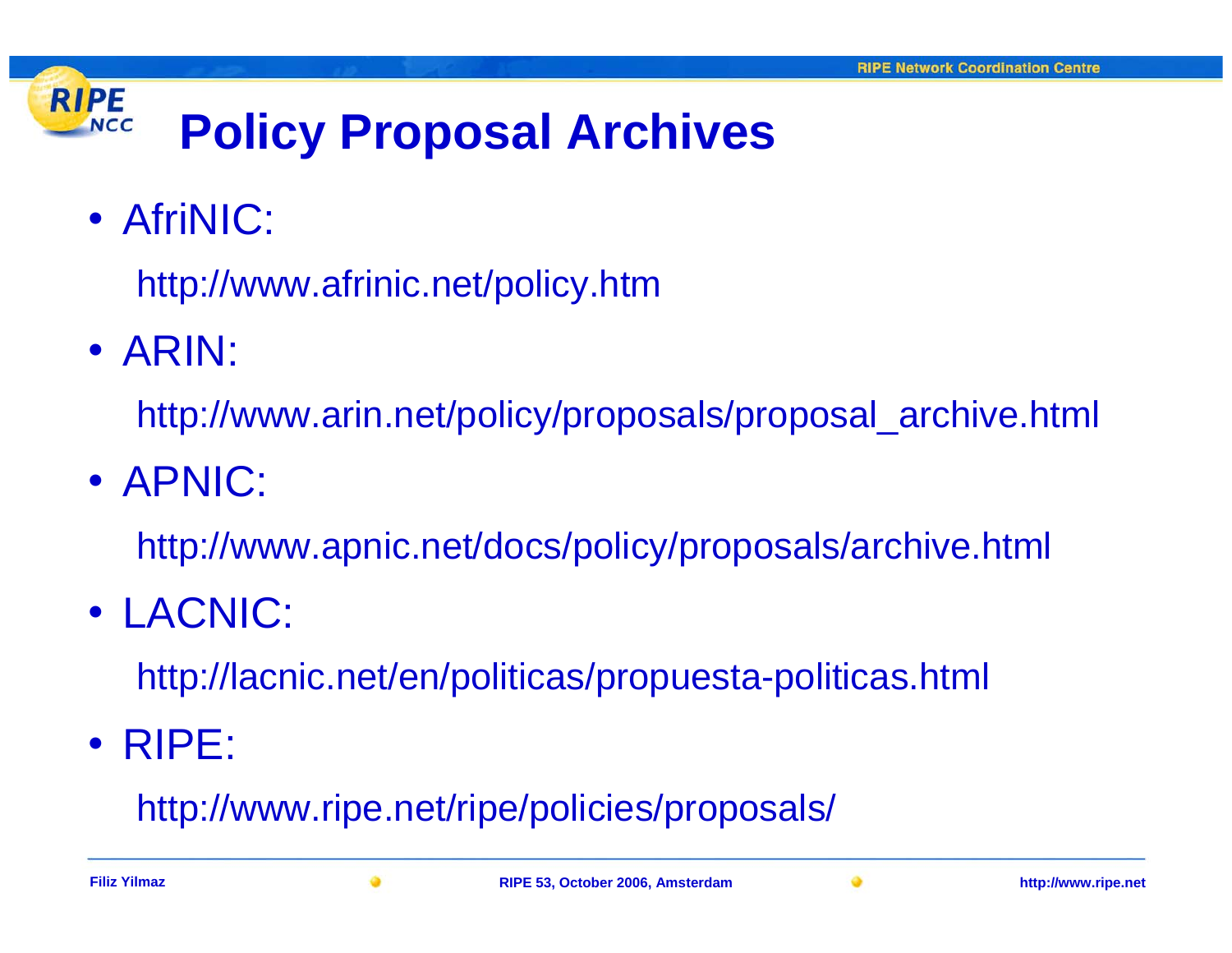# Policy Proposal Archives

- AfriNIC:

  http://www.afrinic.net/policy.htm

- ARIN:

  http://www.arin.net/policy/proposals/proposal_archive.html

- APNIC:

  http://www.apnic.net/docs/policy/proposals/archive.html

- LACNIC:

  http://lacnic.net/en/politicas/propuesta-politicas.html

- RIPE:

  http://www.ripe.net/ripe/policies/proposals/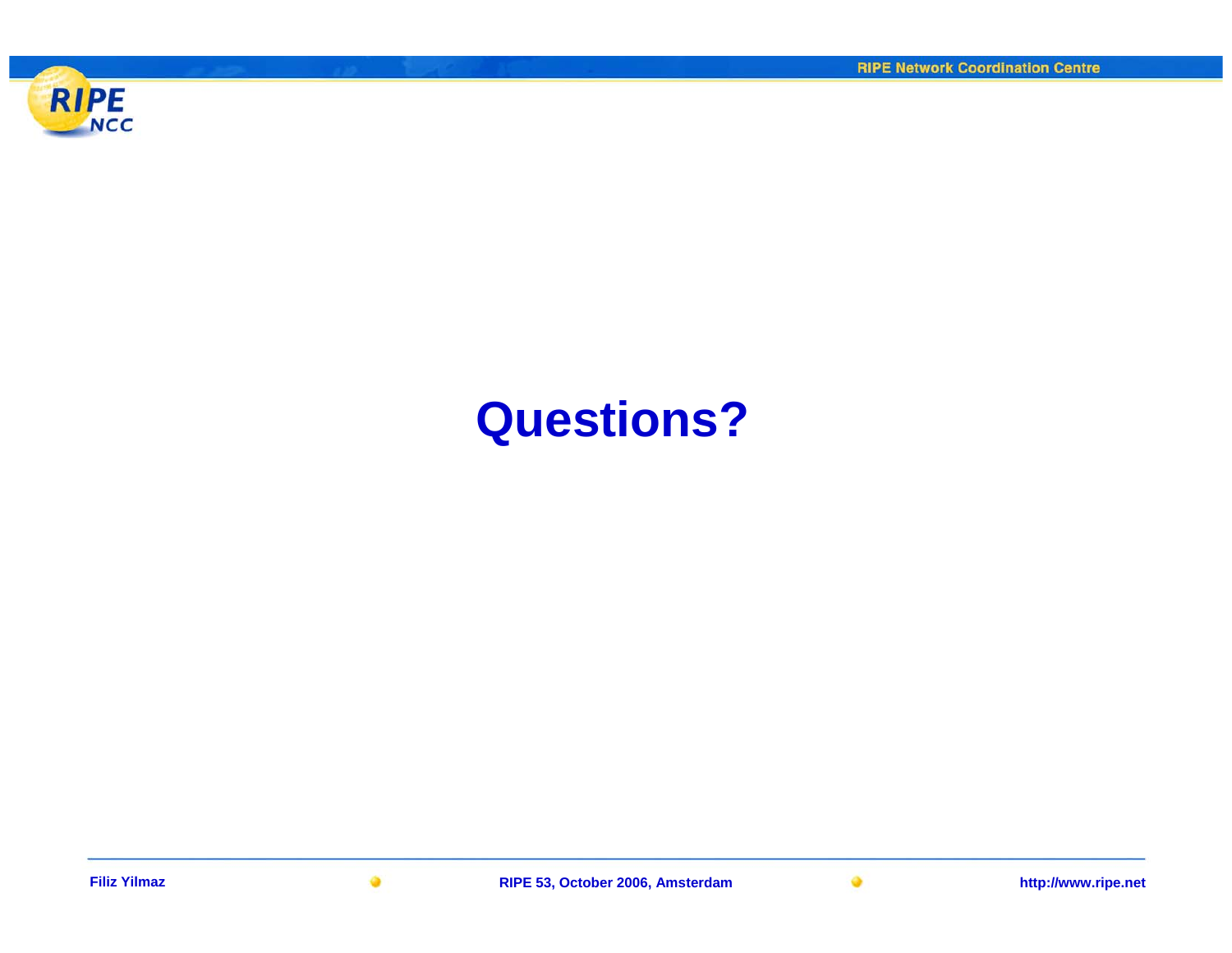# Questions?